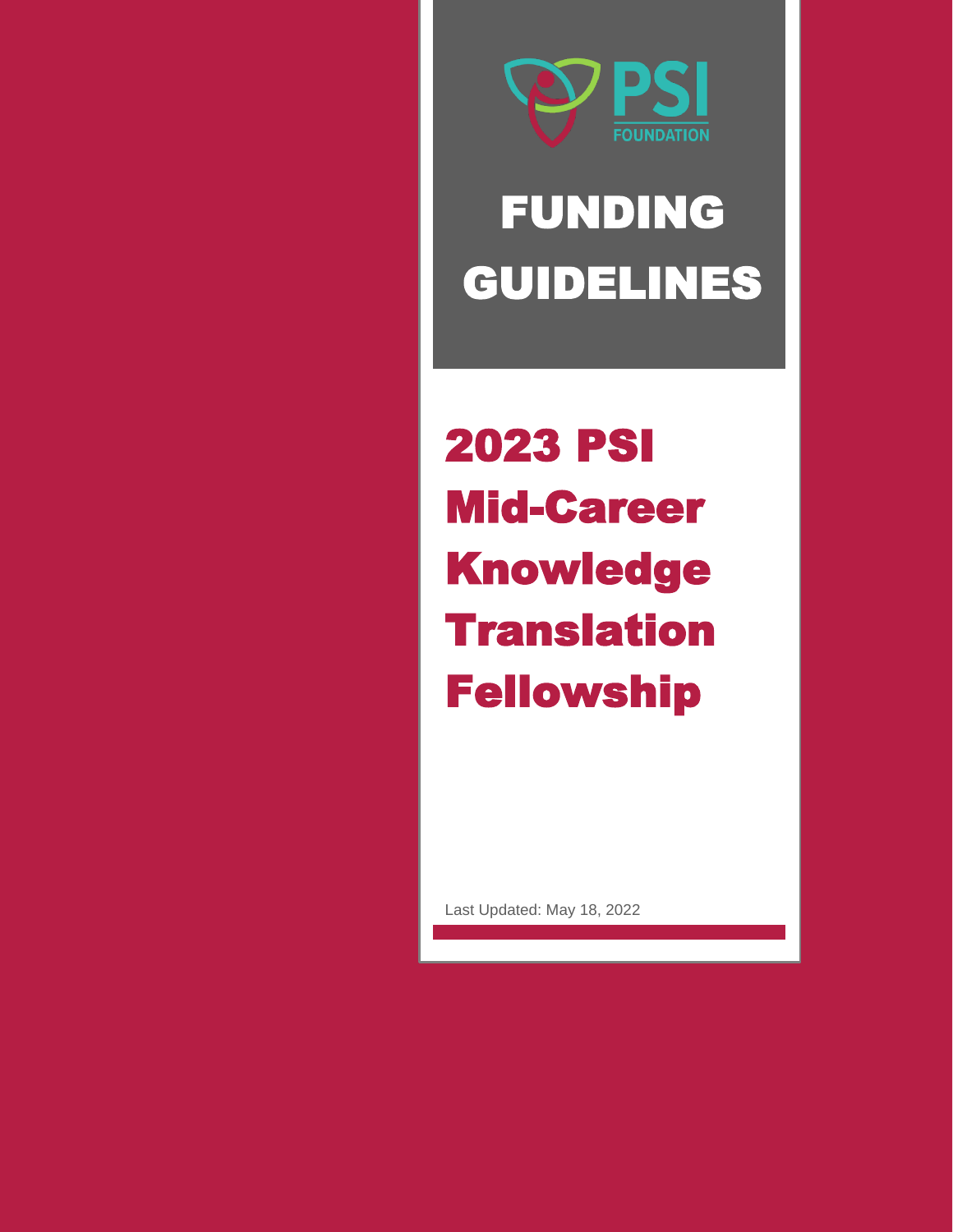PSI FOUNDATION

# FUNDING GUIDELINES

# 2023 PSI Mid-Career Knowledge Translation Fellowship

Last Updated: May 18, 2022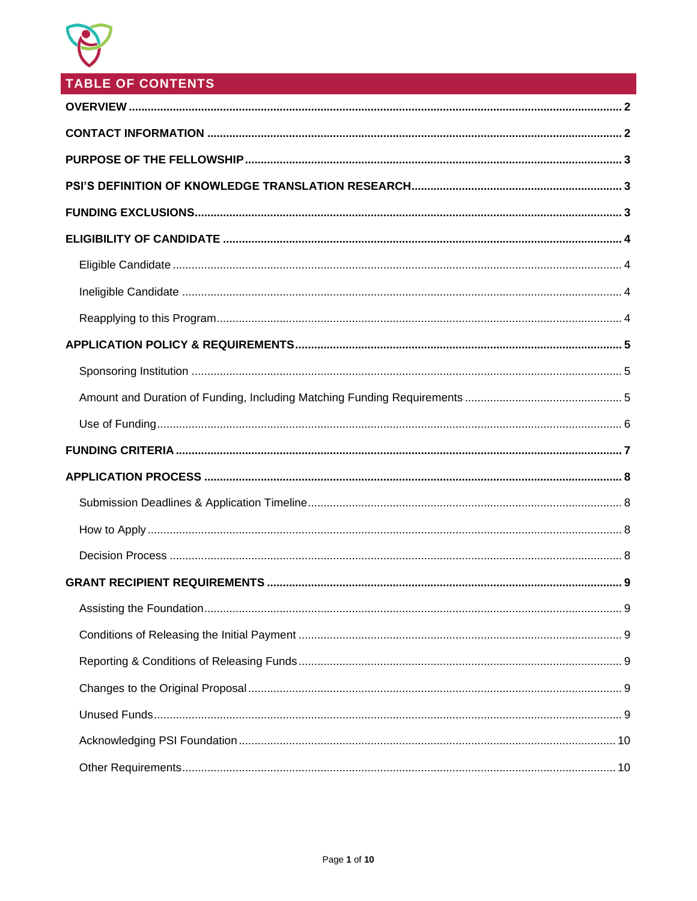# TABLE OF CONTENTS

**OVERVIEW** .......... **2**

**CONTACT INFORMATION** .......... **2**

**PURPOSE OF THE FELLOWSHIP** .......... **3**

**PSI'S DEFINITION OF KNOWLEDGE TRANSLATION RESEARCH** .......... **3**

**FUNDING EXCLUSIONS** .......... **3**

**ELIGIBILITY OF CANDIDATE** .......... **4**

- Eligible Candidate .......... 4
- Ineligible Candidate .......... 4
- Reapplying to this Program .......... 4

**APPLICATION POLICY & REQUIREMENTS** .......... **5**

- Sponsoring Institution .......... 5
- Amount and Duration of Funding, Including Matching Funding Requirements .......... 5
- Use of Funding .......... 6

**FUNDING CRITERIA** .......... **7**

**APPLICATION PROCESS** .......... **8**

- Submission Deadlines & Application Timeline .......... 8
- How to Apply .......... 8
- Decision Process .......... 8

**GRANT RECIPIENT REQUIREMENTS** .......... **9**

- Assisting the Foundation .......... 9
- Conditions of Releasing the Initial Payment .......... 9
- Reporting & Conditions of Releasing Funds .......... 9
- Changes to the Original Proposal .......... 9
- Unused Funds .......... 9
- Acknowledging PSI Foundation .......... 10
- Other Requirements .......... 10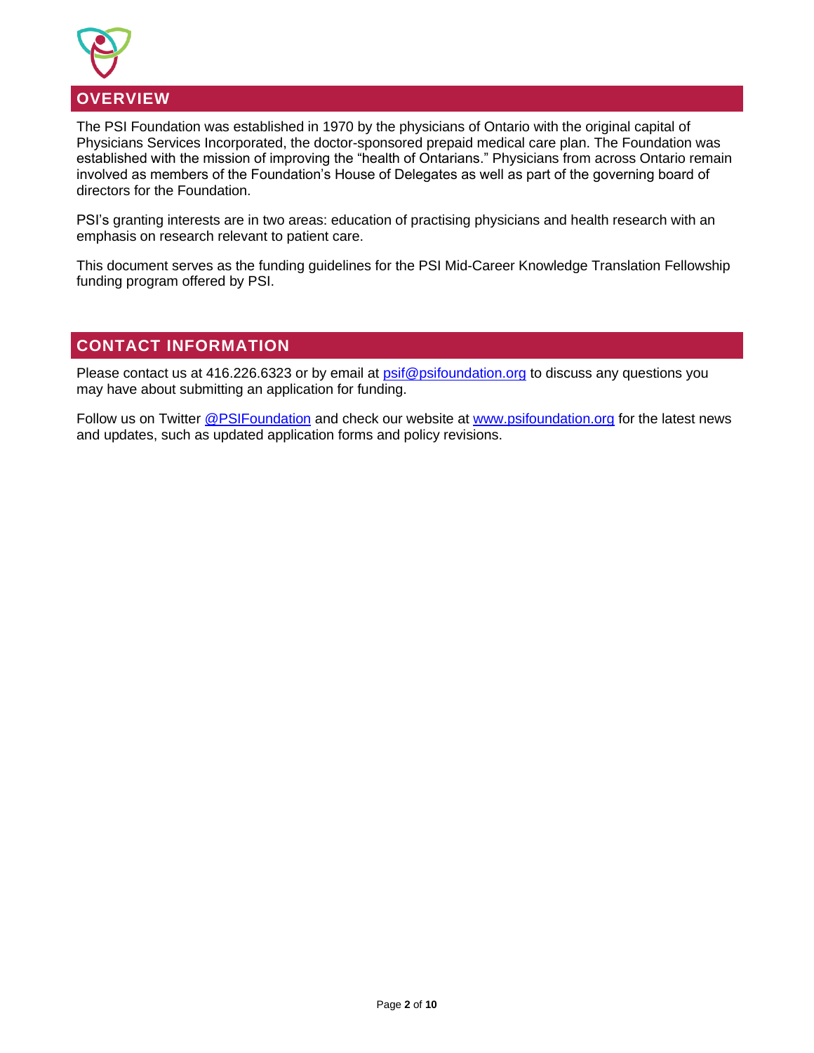## OVERVIEW

The PSI Foundation was established in 1970 by the physicians of Ontario with the original capital of Physicians Services Incorporated, the doctor-sponsored prepaid medical care plan. The Foundation was established with the mission of improving the "health of Ontarians." Physicians from across Ontario remain involved as members of the Foundation's House of Delegates as well as part of the governing board of directors for the Foundation.

PSI's granting interests are in two areas: education of practising physicians and health research with an emphasis on research relevant to patient care.

This document serves as the funding guidelines for the PSI Mid-Career Knowledge Translation Fellowship funding program offered by PSI.

## CONTACT INFORMATION

Please contact us at 416.226.6323 or by email at [psif@psifoundation.org](mailto:psif@psifoundation.org) to discuss any questions you may have about submitting an application for funding.

Follow us on Twitter [@PSIFoundation](https://twitter.com/PSIFoundation) and check our website at [www.psifoundation.org](http://www.psifoundation.org) for the latest news and updates, such as updated application forms and policy revisions.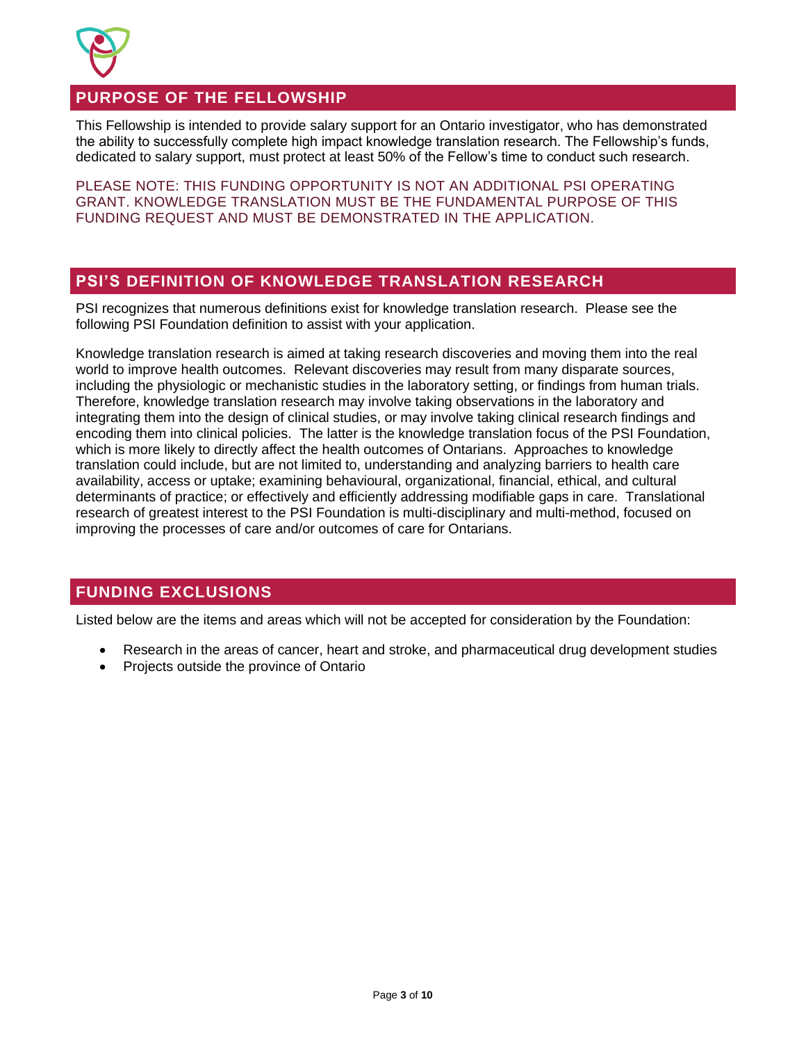## PURPOSE OF THE FELLOWSHIP

This Fellowship is intended to provide salary support for an Ontario investigator, who has demonstrated the ability to successfully complete high impact knowledge translation research. The Fellowship's funds, dedicated to salary support, must protect at least 50% of the Fellow's time to conduct such research.

PLEASE NOTE: THIS FUNDING OPPORTUNITY IS NOT AN ADDITIONAL PSI OPERATING GRANT. KNOWLEDGE TRANSLATION MUST BE THE FUNDAMENTAL PURPOSE OF THIS FUNDING REQUEST AND MUST BE DEMONSTRATED IN THE APPLICATION.

## PSI'S DEFINITION OF KNOWLEDGE TRANSLATION RESEARCH

PSI recognizes that numerous definitions exist for knowledge translation research. Please see the following PSI Foundation definition to assist with your application.

Knowledge translation research is aimed at taking research discoveries and moving them into the real world to improve health outcomes. Relevant discoveries may result from many disparate sources, including the physiologic or mechanistic studies in the laboratory setting, or findings from human trials. Therefore, knowledge translation research may involve taking observations in the laboratory and integrating them into the design of clinical studies, or may involve taking clinical research findings and encoding them into clinical policies. The latter is the knowledge translation focus of the PSI Foundation, which is more likely to directly affect the health outcomes of Ontarians. Approaches to knowledge translation could include, but are not limited to, understanding and analyzing barriers to health care availability, access or uptake; examining behavioural, organizational, financial, ethical, and cultural determinants of practice; or effectively and efficiently addressing modifiable gaps in care. Translational research of greatest interest to the PSI Foundation is multi-disciplinary and multi-method, focused on improving the processes of care and/or outcomes of care for Ontarians.

## FUNDING EXCLUSIONS

Listed below are the items and areas which will not be accepted for consideration by the Foundation:

- Research in the areas of cancer, heart and stroke, and pharmaceutical drug development studies
- Projects outside the province of Ontario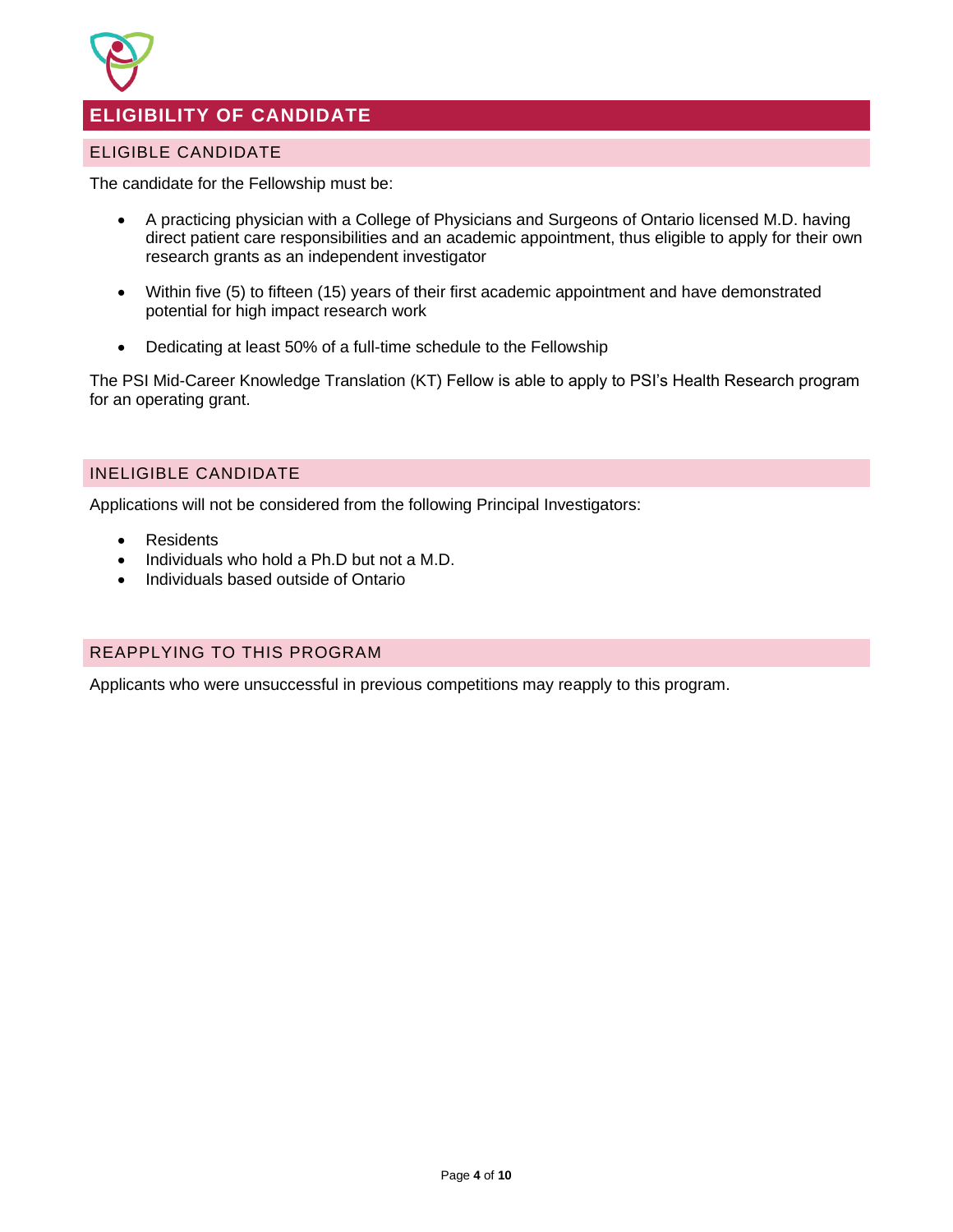# ELIGIBILITY OF CANDIDATE

## ELIGIBLE CANDIDATE

The candidate for the Fellowship must be:

- A practicing physician with a College of Physicians and Surgeons of Ontario licensed M.D. having direct patient care responsibilities and an academic appointment, thus eligible to apply for their own research grants as an independent investigator
- Within five (5) to fifteen (15) years of their first academic appointment and have demonstrated potential for high impact research work
- Dedicating at least 50% of a full-time schedule to the Fellowship

The PSI Mid-Career Knowledge Translation (KT) Fellow is able to apply to PSI's Health Research program for an operating grant.

## INELIGIBLE CANDIDATE

Applications will not be considered from the following Principal Investigators:

- Residents
- Individuals who hold a Ph.D but not a M.D.
- Individuals based outside of Ontario

## REAPPLYING TO THIS PROGRAM

Applicants who were unsuccessful in previous competitions may reapply to this program.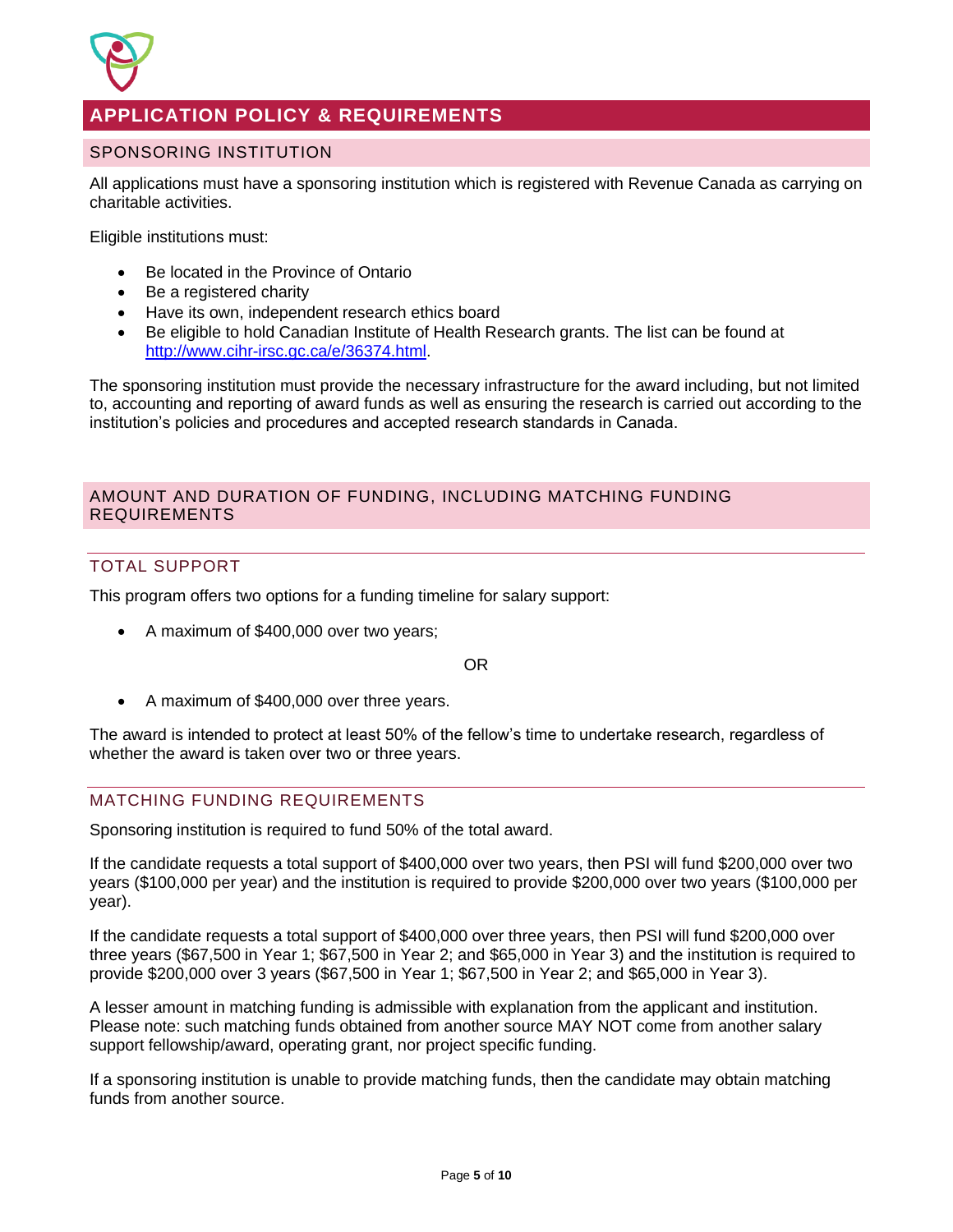# APPLICATION POLICY & REQUIREMENTS

## SPONSORING INSTITUTION

All applications must have a sponsoring institution which is registered with Revenue Canada as carrying on charitable activities.

Eligible institutions must:

- Be located in the Province of Ontario
- Be a registered charity
- Have its own, independent research ethics board
- Be eligible to hold Canadian Institute of Health Research grants. The list can be found at http://www.cihr-irsc.gc.ca/e/36374.html.

The sponsoring institution must provide the necessary infrastructure for the award including, but not limited to, accounting and reporting of award funds as well as ensuring the research is carried out according to the institution's policies and procedures and accepted research standards in Canada.

## AMOUNT AND DURATION OF FUNDING, INCLUDING MATCHING FUNDING REQUIREMENTS

### TOTAL SUPPORT

This program offers two options for a funding timeline for salary support:

- A maximum of $400,000 over two years;

OR

- A maximum of $400,000 over three years.

The award is intended to protect at least 50% of the fellow's time to undertake research, regardless of whether the award is taken over two or three years.

### MATCHING FUNDING REQUIREMENTS

Sponsoring institution is required to fund 50% of the total award.

If the candidate requests a total support of $400,000 over two years, then PSI will fund $200,000 over two years ($100,000 per year) and the institution is required to provide $200,000 over two years ($100,000 per year).

If the candidate requests a total support of $400,000 over three years, then PSI will fund $200,000 over three years ($67,500 in Year 1; $67,500 in Year 2; and $65,000 in Year 3) and the institution is required to provide $200,000 over 3 years ($67,500 in Year 1; $67,500 in Year 2; and $65,000 in Year 3).

A lesser amount in matching funding is admissible with explanation from the applicant and institution. Please note: such matching funds obtained from another source MAY NOT come from another salary support fellowship/award, operating grant, nor project specific funding.

If a sponsoring institution is unable to provide matching funds, then the candidate may obtain matching funds from another source.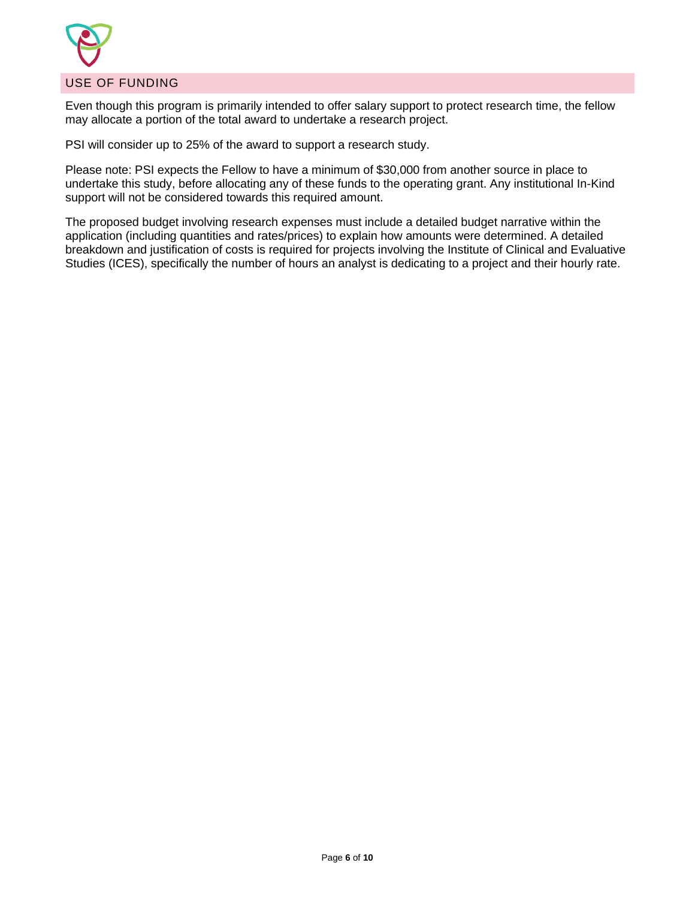## USE OF FUNDING

Even though this program is primarily intended to offer salary support to protect research time, the fellow may allocate a portion of the total award to undertake a research project.

PSI will consider up to 25% of the award to support a research study.

Please note: PSI expects the Fellow to have a minimum of $30,000 from another source in place to undertake this study, before allocating any of these funds to the operating grant. Any institutional In-Kind support will not be considered towards this required amount.

The proposed budget involving research expenses must include a detailed budget narrative within the application (including quantities and rates/prices) to explain how amounts were determined. A detailed breakdown and justification of costs is required for projects involving the Institute of Clinical and Evaluative Studies (ICES), specifically the number of hours an analyst is dedicating to a project and their hourly rate.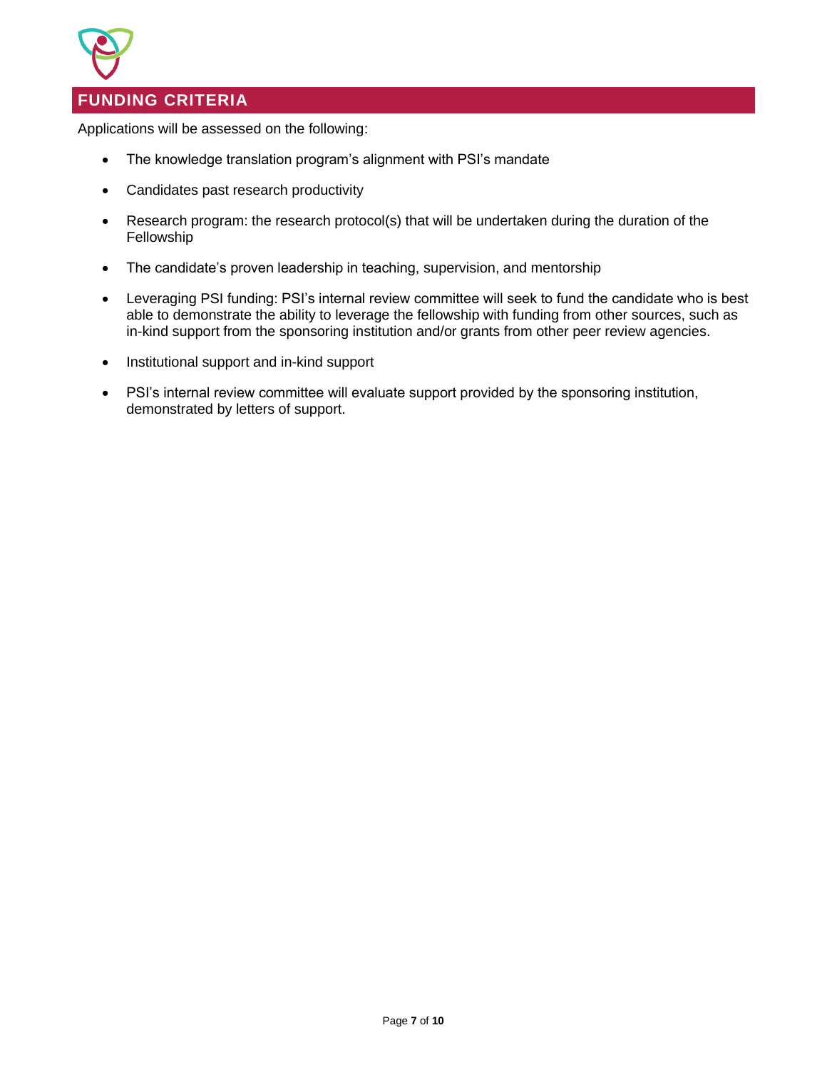## FUNDING CRITERIA

Applications will be assessed on the following:

- The knowledge translation program's alignment with PSI's mandate
- Candidates past research productivity
- Research program: the research protocol(s) that will be undertaken during the duration of the Fellowship
- The candidate's proven leadership in teaching, supervision, and mentorship
- Leveraging PSI funding: PSI's internal review committee will seek to fund the candidate who is best able to demonstrate the ability to leverage the fellowship with funding from other sources, such as in-kind support from the sponsoring institution and/or grants from other peer review agencies.
- Institutional support and in-kind support
- PSI's internal review committee will evaluate support provided by the sponsoring institution, demonstrated by letters of support.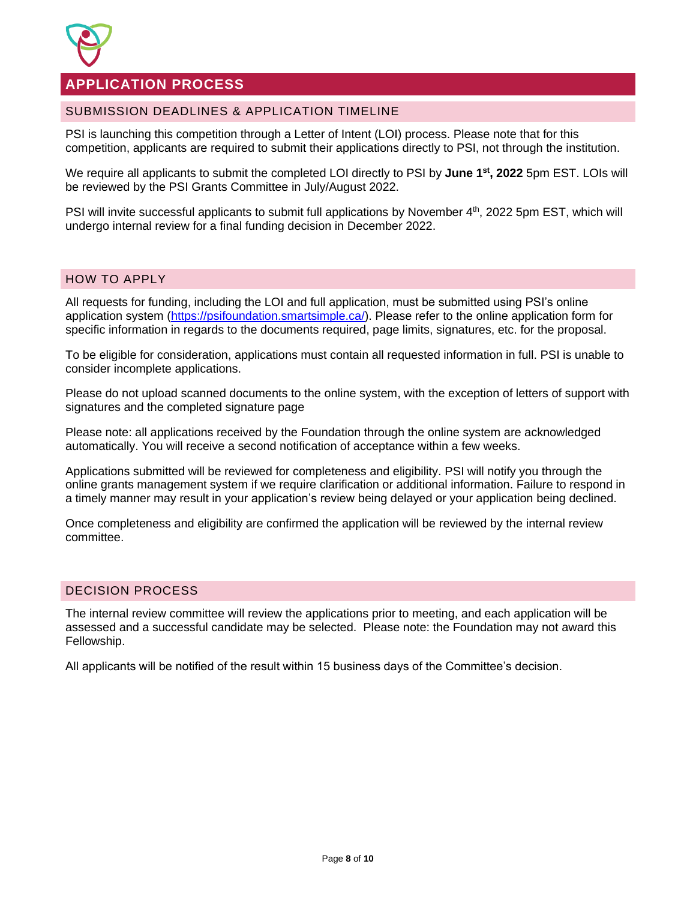# APPLICATION PROCESS

## SUBMISSION DEADLINES & APPLICATION TIMELINE

PSI is launching this competition through a Letter of Intent (LOI) process. Please note that for this competition, applicants are required to submit their applications directly to PSI, not through the institution.

We require all applicants to submit the completed LOI directly to PSI by **June 1st, 2022** 5pm EST. LOIs will be reviewed by the PSI Grants Committee in July/August 2022.

PSI will invite successful applicants to submit full applications by November 4th, 2022 5pm EST, which will undergo internal review for a final funding decision in December 2022.

## HOW TO APPLY

All requests for funding, including the LOI and full application, must be submitted using PSI's online application system (https://psifoundation.smartsimple.ca/). Please refer to the online application form for specific information in regards to the documents required, page limits, signatures, etc. for the proposal.

To be eligible for consideration, applications must contain all requested information in full. PSI is unable to consider incomplete applications.

Please do not upload scanned documents to the online system, with the exception of letters of support with signatures and the completed signature page

Please note: all applications received by the Foundation through the online system are acknowledged automatically. You will receive a second notification of acceptance within a few weeks.

Applications submitted will be reviewed for completeness and eligibility. PSI will notify you through the online grants management system if we require clarification or additional information. Failure to respond in a timely manner may result in your application's review being delayed or your application being declined.

Once completeness and eligibility are confirmed the application will be reviewed by the internal review committee.

## DECISION PROCESS

The internal review committee will review the applications prior to meeting, and each application will be assessed and a successful candidate may be selected. Please note: the Foundation may not award this Fellowship.

All applicants will be notified of the result within 15 business days of the Committee's decision.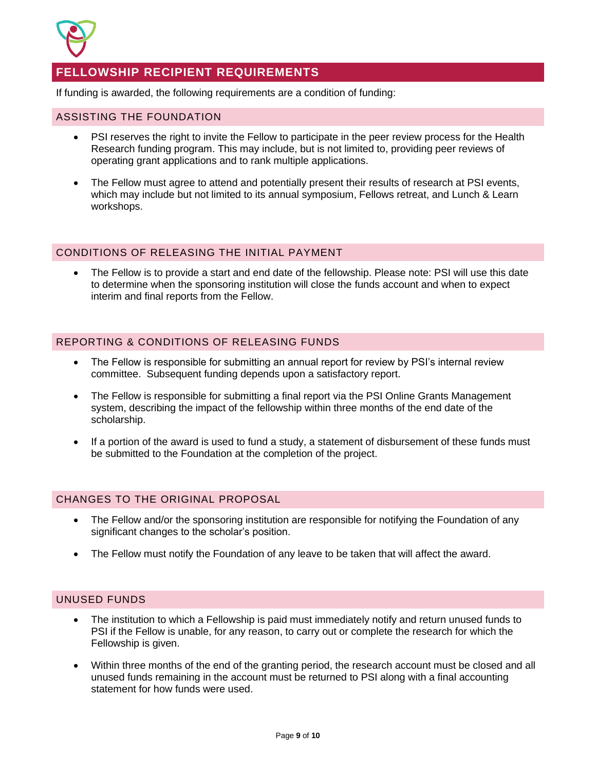## FELLOWSHIP RECIPIENT REQUIREMENTS

If funding is awarded, the following requirements are a condition of funding:

### ASSISTING THE FOUNDATION

- PSI reserves the right to invite the Fellow to participate in the peer review process for the Health Research funding program. This may include, but is not limited to, providing peer reviews of operating grant applications and to rank multiple applications.
- The Fellow must agree to attend and potentially present their results of research at PSI events, which may include but not limited to its annual symposium, Fellows retreat, and Lunch & Learn workshops.

### CONDITIONS OF RELEASING THE INITIAL PAYMENT

- The Fellow is to provide a start and end date of the fellowship. Please note: PSI will use this date to determine when the sponsoring institution will close the funds account and when to expect interim and final reports from the Fellow.

### REPORTING & CONDITIONS OF RELEASING FUNDS

- The Fellow is responsible for submitting an annual report for review by PSI's internal review committee. Subsequent funding depends upon a satisfactory report.
- The Fellow is responsible for submitting a final report via the PSI Online Grants Management system, describing the impact of the fellowship within three months of the end date of the scholarship.
- If a portion of the award is used to fund a study, a statement of disbursement of these funds must be submitted to the Foundation at the completion of the project.

### CHANGES TO THE ORIGINAL PROPOSAL

- The Fellow and/or the sponsoring institution are responsible for notifying the Foundation of any significant changes to the scholar's position.
- The Fellow must notify the Foundation of any leave to be taken that will affect the award.

### UNUSED FUNDS

- The institution to which a Fellowship is paid must immediately notify and return unused funds to PSI if the Fellow is unable, for any reason, to carry out or complete the research for which the Fellowship is given.
- Within three months of the end of the granting period, the research account must be closed and all unused funds remaining in the account must be returned to PSI along with a final accounting statement for how funds were used.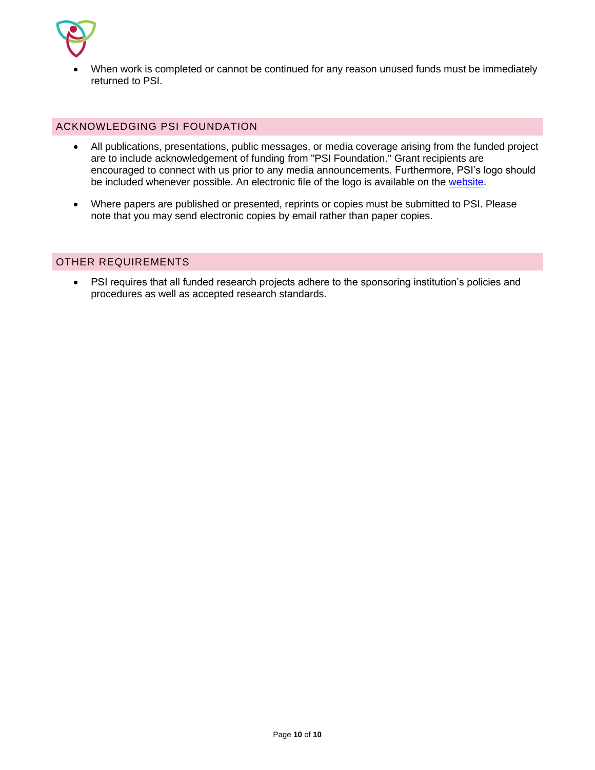- When work is completed or cannot be continued for any reason unused funds must be immediately returned to PSI.

## ACKNOWLEDGING PSI FOUNDATION

- All publications, presentations, public messages, or media coverage arising from the funded project are to include acknowledgement of funding from "PSI Foundation." Grant recipients are encouraged to connect with us prior to any media announcements. Furthermore, PSI's logo should be included whenever possible. An electronic file of the logo is available on the website.
- Where papers are published or presented, reprints or copies must be submitted to PSI. Please note that you may send electronic copies by email rather than paper copies.

## OTHER REQUIREMENTS

- PSI requires that all funded research projects adhere to the sponsoring institution's policies and procedures as well as accepted research standards.